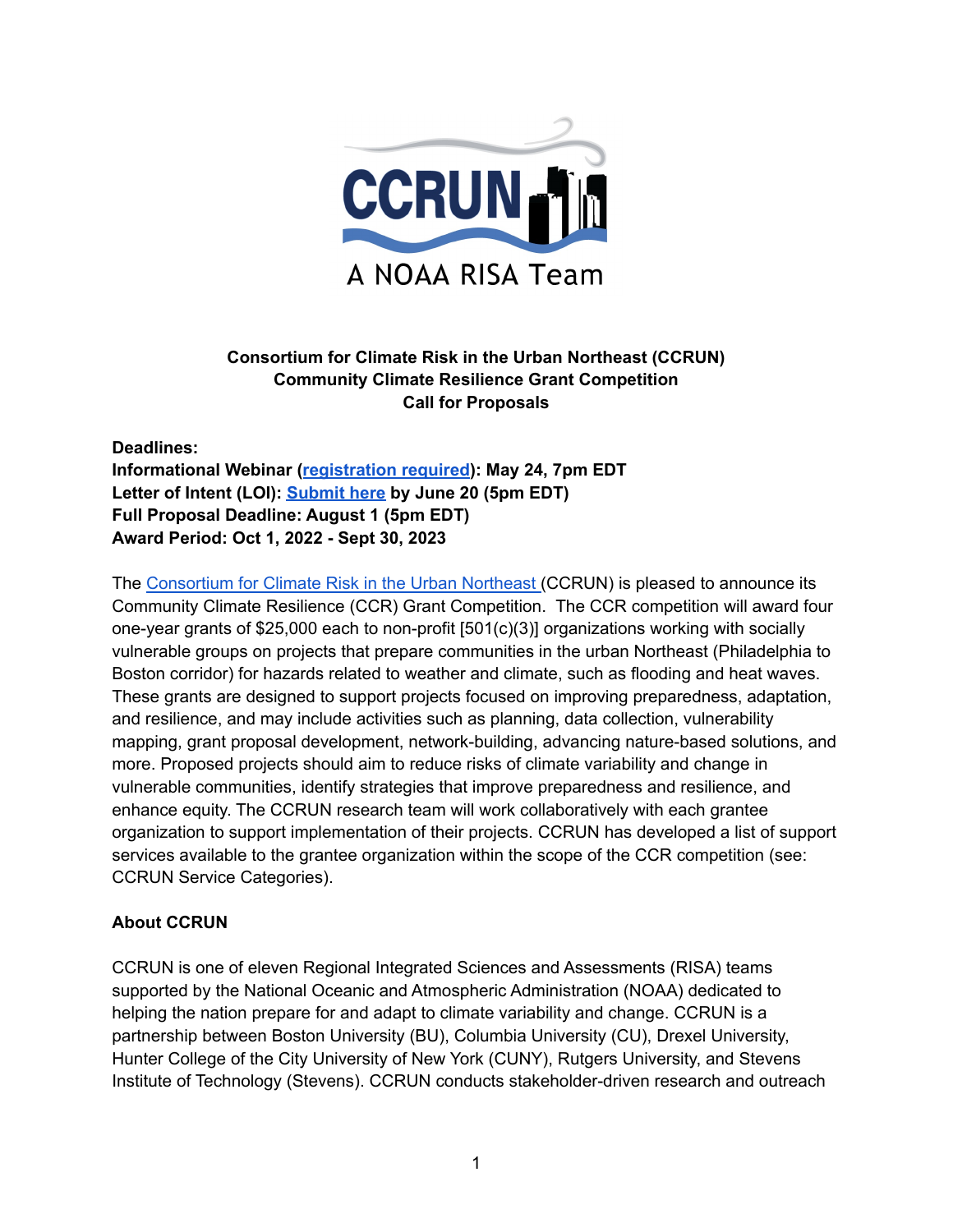# Consortium for Climate Risk in the Urban Northeast (CCRUN)
# Community Climate Resilience Grant Competition
# Call for Proposals

**Deadlines:**
**Informational Webinar (registration required): May 24, 7pm EDT**
**Letter of Intent (LOI): Submit here by June 20 (5pm EDT)**
**Full Proposal Deadline: August 1 (5pm EDT)**
**Award Period: Oct 1, 2022 - Sept 30, 2023**

The Consortium for Climate Risk in the Urban Northeast (CCRUN) is pleased to announce its Community Climate Resilience (CCR) Grant Competition. The CCR competition will award four one-year grants of $25,000 each to non-profit [501(c)(3)] organizations working with socially vulnerable groups on projects that prepare communities in the urban Northeast (Philadelphia to Boston corridor) for hazards related to weather and climate, such as flooding and heat waves. These grants are designed to support projects focused on improving preparedness, adaptation, and resilience, and may include activities such as planning, data collection, vulnerability mapping, grant proposal development, network-building, advancing nature-based solutions, and more. Proposed projects should aim to reduce risks of climate variability and change in vulnerable communities, identify strategies that improve preparedness and resilience, and enhance equity. The CCRUN research team will work collaboratively with each grantee organization to support implementation of their projects. CCRUN has developed a list of support services available to the grantee organization within the scope of the CCR competition (see: CCRUN Service Categories).

## About CCRUN

CCRUN is one of eleven Regional Integrated Sciences and Assessments (RISA) teams supported by the National Oceanic and Atmospheric Administration (NOAA) dedicated to helping the nation prepare for and adapt to climate variability and change. CCRUN is a partnership between Boston University (BU), Columbia University (CU), Drexel University, Hunter College of the City University of New York (CUNY), Rutgers University, and Stevens Institute of Technology (Stevens). CCRUN conducts stakeholder-driven research and outreach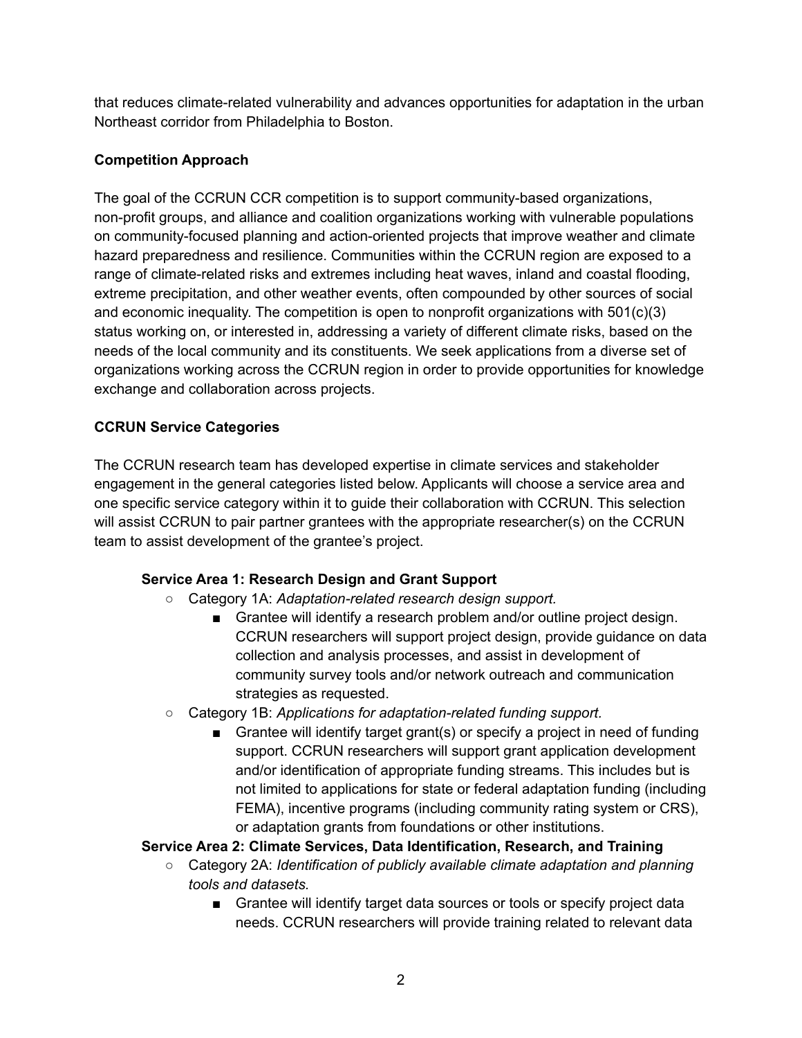that reduces climate-related vulnerability and advances opportunities for adaptation in the urban Northeast corridor from Philadelphia to Boston.

**Competition Approach**

The goal of the CCRUN CCR competition is to support community-based organizations, non-profit groups, and alliance and coalition organizations working with vulnerable populations on community-focused planning and action-oriented projects that improve weather and climate hazard preparedness and resilience. Communities within the CCRUN region are exposed to a range of climate-related risks and extremes including heat waves, inland and coastal flooding, extreme precipitation, and other weather events, often compounded by other sources of social and economic inequality. The competition is open to nonprofit organizations with 501(c)(3) status working on, or interested in, addressing a variety of different climate risks, based on the needs of the local community and its constituents. We seek applications from a diverse set of organizations working across the CCRUN region in order to provide opportunities for knowledge exchange and collaboration across projects.

**CCRUN Service Categories**

The CCRUN research team has developed expertise in climate services and stakeholder engagement in the general categories listed below. Applicants will choose a service area and one specific service category within it to guide their collaboration with CCRUN. This selection will assist CCRUN to pair partner grantees with the appropriate researcher(s) on the CCRUN team to assist development of the grantee's project.

**Service Area 1: Research Design and Grant Support**

- Category 1A: *Adaptation-related research design support.*
  - Grantee will identify a research problem and/or outline project design. CCRUN researchers will support project design, provide guidance on data collection and analysis processes, and assist in development of community survey tools and/or network outreach and communication strategies as requested.
- Category 1B: *Applications for adaptation-related funding support.*
  - Grantee will identify target grant(s) or specify a project in need of funding support. CCRUN researchers will support grant application development and/or identification of appropriate funding streams. This includes but is not limited to applications for state or federal adaptation funding (including FEMA), incentive programs (including community rating system or CRS), or adaptation grants from foundations or other institutions.

**Service Area 2: Climate Services, Data Identification, Research, and Training**

- Category 2A: *Identification of publicly available climate adaptation and planning tools and datasets.*
  - Grantee will identify target data sources or tools or specify project data needs. CCRUN researchers will provide training related to relevant data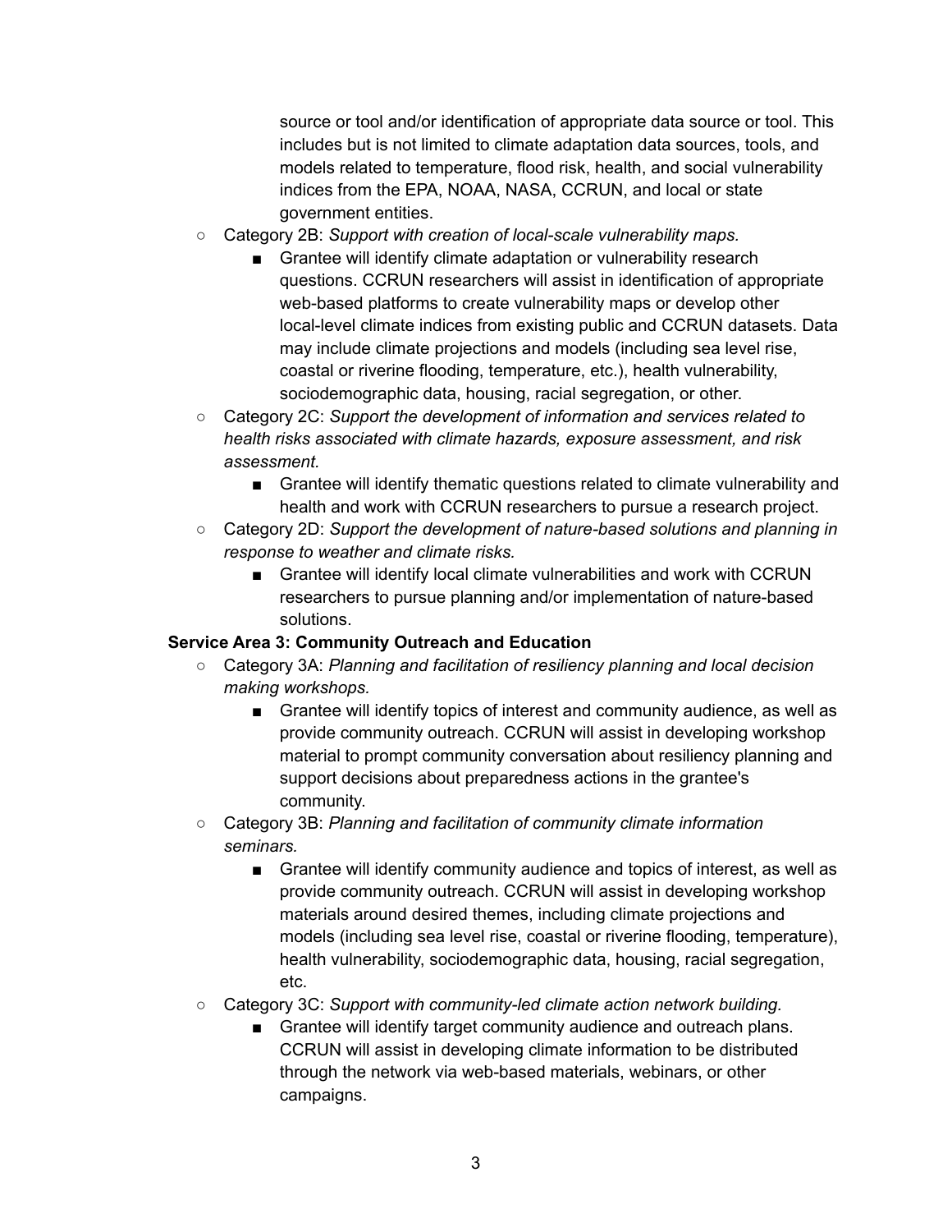source or tool and/or identification of appropriate data source or tool. This includes but is not limited to climate adaptation data sources, tools, and models related to temperature, flood risk, health, and social vulnerability indices from the EPA, NOAA, NASA, CCRUN, and local or state government entities.

- Category 2B: *Support with creation of local-scale vulnerability maps.*
    - Grantee will identify climate adaptation or vulnerability research questions. CCRUN researchers will assist in identification of appropriate web-based platforms to create vulnerability maps or develop other local-level climate indices from existing public and CCRUN datasets. Data may include climate projections and models (including sea level rise, coastal or riverine flooding, temperature, etc.), health vulnerability, sociodemographic data, housing, racial segregation, or other.
- Category 2C: *Support the development of information and services related to health risks associated with climate hazards, exposure assessment, and risk assessment.*
    - Grantee will identify thematic questions related to climate vulnerability and health and work with CCRUN researchers to pursue a research project.
- Category 2D: *Support the development of nature-based solutions and planning in response to weather and climate risks.*
    - Grantee will identify local climate vulnerabilities and work with CCRUN researchers to pursue planning and/or implementation of nature-based solutions.

**Service Area 3: Community Outreach and Education**

- Category 3A: *Planning and facilitation of resiliency planning and local decision making workshops.*
    - Grantee will identify topics of interest and community audience, as well as provide community outreach. CCRUN will assist in developing workshop material to prompt community conversation about resiliency planning and support decisions about preparedness actions in the grantee's community.
- Category 3B: *Planning and facilitation of community climate information seminars.*
    - Grantee will identify community audience and topics of interest, as well as provide community outreach. CCRUN will assist in developing workshop materials around desired themes, including climate projections and models (including sea level rise, coastal or riverine flooding, temperature), health vulnerability, sociodemographic data, housing, racial segregation, etc.
- Category 3C: *Support with community-led climate action network building.*
    - Grantee will identify target community audience and outreach plans. CCRUN will assist in developing climate information to be distributed through the network via web-based materials, webinars, or other campaigns.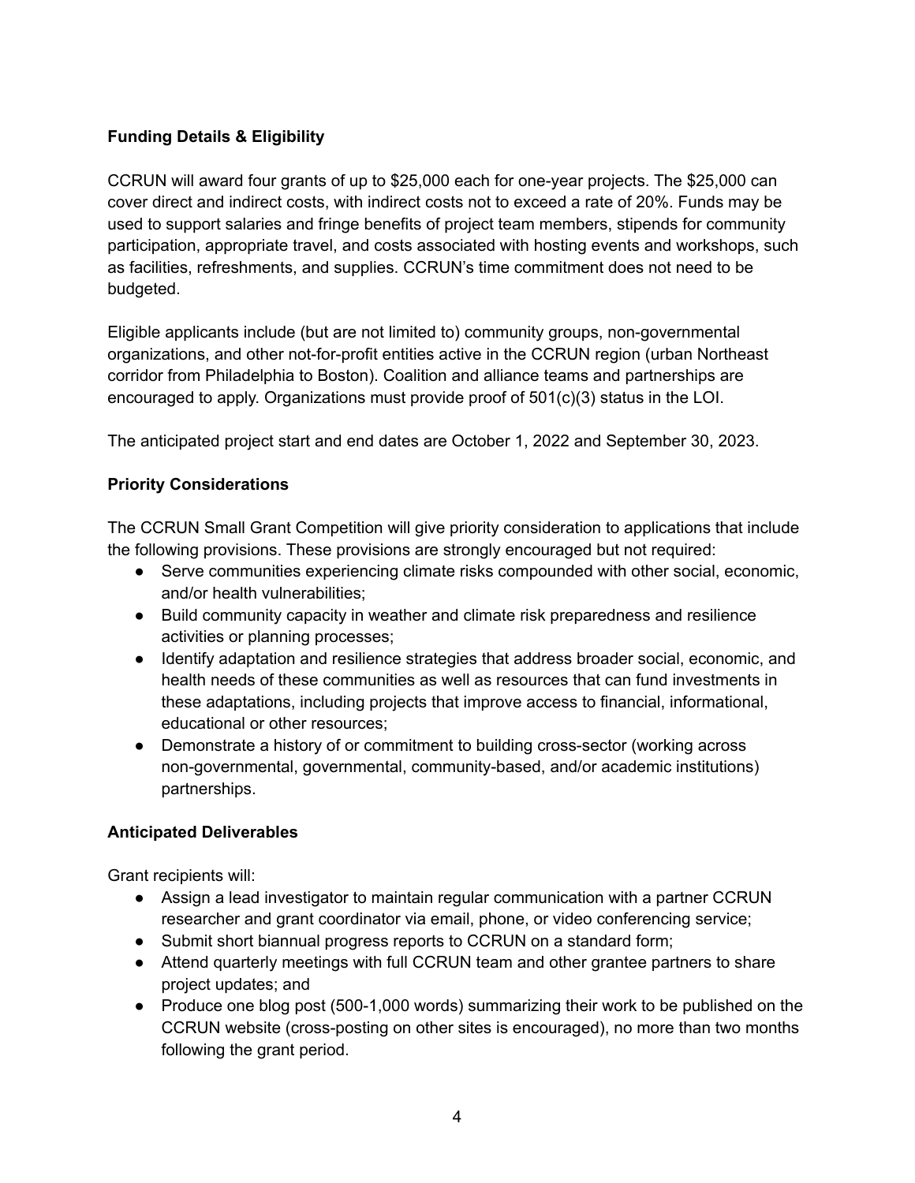**Funding Details & Eligibility**

CCRUN will award four grants of up to $25,000 each for one-year projects. The $25,000 can cover direct and indirect costs, with indirect costs not to exceed a rate of 20%. Funds may be used to support salaries and fringe benefits of project team members, stipends for community participation, appropriate travel, and costs associated with hosting events and workshops, such as facilities, refreshments, and supplies. CCRUN's time commitment does not need to be budgeted.

Eligible applicants include (but are not limited to) community groups, non-governmental organizations, and other not-for-profit entities active in the CCRUN region (urban Northeast corridor from Philadelphia to Boston). Coalition and alliance teams and partnerships are encouraged to apply. Organizations must provide proof of 501(c)(3) status in the LOI.

The anticipated project start and end dates are October 1, 2022 and September 30, 2023.

**Priority Considerations**

The CCRUN Small Grant Competition will give priority consideration to applications that include the following provisions. These provisions are strongly encouraged but not required:

- Serve communities experiencing climate risks compounded with other social, economic, and/or health vulnerabilities;
- Build community capacity in weather and climate risk preparedness and resilience activities or planning processes;
- Identify adaptation and resilience strategies that address broader social, economic, and health needs of these communities as well as resources that can fund investments in these adaptations, including projects that improve access to financial, informational, educational or other resources;
- Demonstrate a history of or commitment to building cross-sector (working across non-governmental, governmental, community-based, and/or academic institutions) partnerships.

**Anticipated Deliverables**

Grant recipients will:

- Assign a lead investigator to maintain regular communication with a partner CCRUN researcher and grant coordinator via email, phone, or video conferencing service;
- Submit short biannual progress reports to CCRUN on a standard form;
- Attend quarterly meetings with full CCRUN team and other grantee partners to share project updates; and
- Produce one blog post (500-1,000 words) summarizing their work to be published on the CCRUN website (cross-posting on other sites is encouraged), no more than two months following the grant period.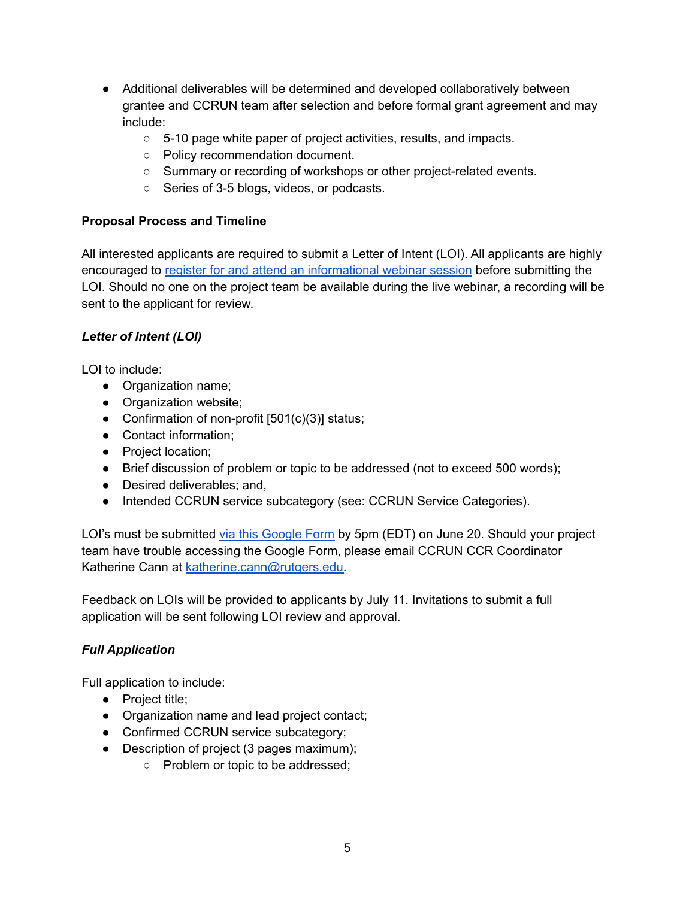- Additional deliverables will be determined and developed collaboratively between grantee and CCRUN team after selection and before formal grant agreement and may include:
  - 5-10 page white paper of project activities, results, and impacts.
  - Policy recommendation document.
  - Summary or recording of workshops or other project-related events.
  - Series of 3-5 blogs, videos, or podcasts.

**Proposal Process and Timeline**

All interested applicants are required to submit a Letter of Intent (LOI). All applicants are highly encouraged to register for and attend an informational webinar session before submitting the LOI. Should no one on the project team be available during the live webinar, a recording will be sent to the applicant for review.

***Letter of Intent (LOI)***

LOI to include:

- Organization name;
- Organization website;
- Confirmation of non-profit [501(c)(3)] status;
- Contact information;
- Project location;
- Brief discussion of problem or topic to be addressed (not to exceed 500 words);
- Desired deliverables; and,
- Intended CCRUN service subcategory (see: CCRUN Service Categories).

LOI's must be submitted via this Google Form by 5pm (EDT) on June 20. Should your project team have trouble accessing the Google Form, please email CCRUN CCR Coordinator Katherine Cann at katherine.cann@rutgers.edu.

Feedback on LOIs will be provided to applicants by July 11. Invitations to submit a full application will be sent following LOI review and approval.

***Full Application***

Full application to include:

- Project title;
- Organization name and lead project contact;
- Confirmed CCRUN service subcategory;
- Description of project (3 pages maximum);
  - Problem or topic to be addressed;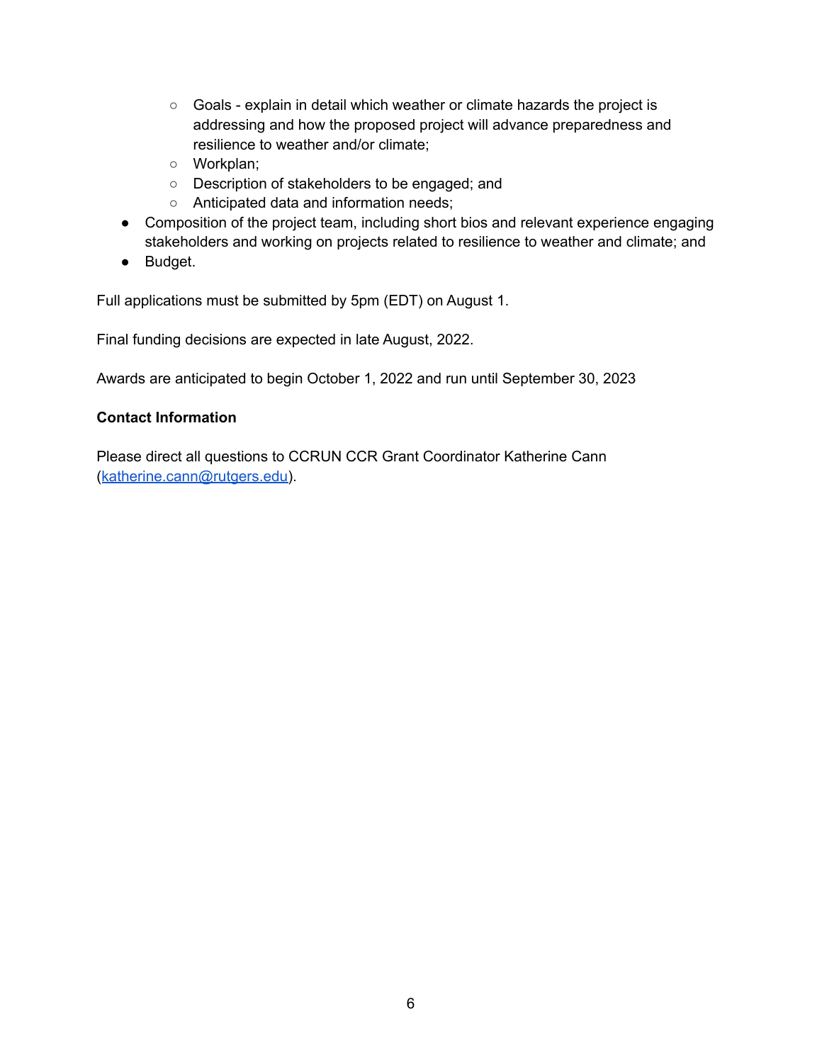- Goals - explain in detail which weather or climate hazards the project is addressing and how the proposed project will advance preparedness and resilience to weather and/or climate;
  - Workplan;
  - Description of stakeholders to be engaged; and
  - Anticipated data and information needs;
- Composition of the project team, including short bios and relevant experience engaging stakeholders and working on projects related to resilience to weather and climate; and
- Budget.

Full applications must be submitted by 5pm (EDT) on August 1.

Final funding decisions are expected in late August, 2022.

Awards are anticipated to begin October 1, 2022 and run until September 30, 2023

**Contact Information**

Please direct all questions to CCRUN CCR Grant Coordinator Katherine Cann ([katherine.cann@rutgers.edu](mailto:katherine.cann@rutgers.edu)).